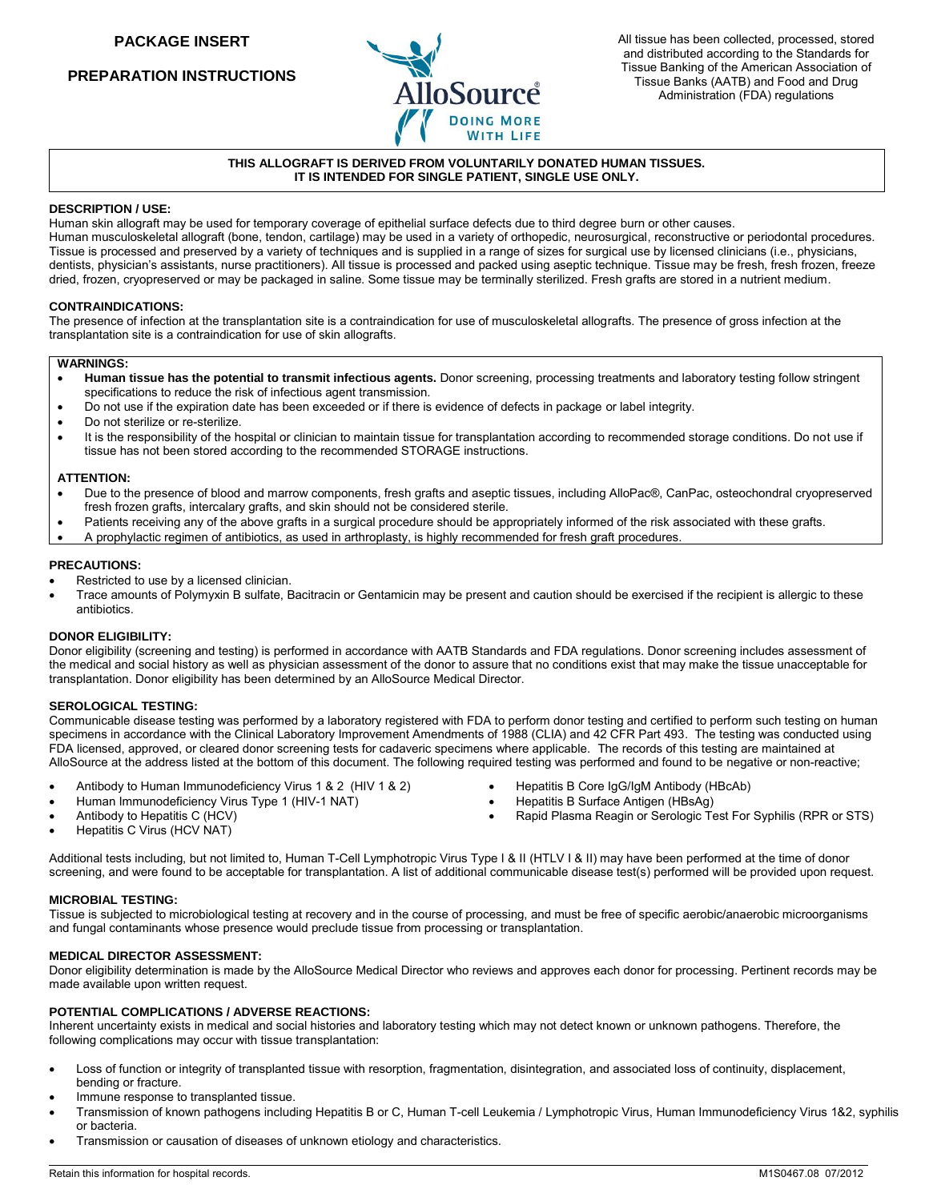# PACKAGE INSERT

## PREPARATION INSTRUCTIONS

AlloSource® DOING MORE WITH LIFE

All tissue has been collected, processed, stored and distributed according to the Standards for Tissue Banking of the American Association of Tissue Banks (AATB) and Food and Drug Administration (FDA) regulations

**THIS ALLOGRAFT IS DERIVED FROM VOLUNTARILY DONATED HUMAN TISSUES.**
**IT IS INTENDED FOR SINGLE PATIENT, SINGLE USE ONLY.**

### DESCRIPTION / USE:

Human skin allograft may be used for temporary coverage of epithelial surface defects due to third degree burn or other causes.
Human musculoskeletal allograft (bone, tendon, cartilage) may be used in a variety of orthopedic, neurosurgical, reconstructive or periodontal procedures. Tissue is processed and preserved by a variety of techniques and is supplied in a range of sizes for surgical use by licensed clinicians (i.e., physicians, dentists, physician's assistants, nurse practitioners). All tissue is processed and packed using aseptic technique. Tissue may be fresh, fresh frozen, freeze dried, frozen, cryopreserved or may be packaged in saline. Some tissue may be terminally sterilized. Fresh grafts are stored in a nutrient medium.

### CONTRAINDICATIONS:

The presence of infection at the transplantation site is a contraindication for use of musculoskeletal allografts. The presence of gross infection at the transplantation site is a contraindication for use of skin allografts.

### WARNINGS:

- **Human tissue has the potential to transmit infectious agents.** Donor screening, processing treatments and laboratory testing follow stringent specifications to reduce the risk of infectious agent transmission.
- Do not use if the expiration date has been exceeded or if there is evidence of defects in package or label integrity.
- Do not sterilize or re-sterilize.
- It is the responsibility of the hospital or clinician to maintain tissue for transplantation according to recommended storage conditions. Do not use if tissue has not been stored according to the recommended STORAGE instructions.

### ATTENTION:

- Due to the presence of blood and marrow components, fresh grafts and aseptic tissues, including AlloPac®, CanPac, osteochondral cryopreserved fresh frozen grafts, intercalary grafts, and skin should not be considered sterile.
- Patients receiving any of the above grafts in a surgical procedure should be appropriately informed of the risk associated with these grafts.
- A prophylactic regimen of antibiotics, as used in arthroplasty, is highly recommended for fresh graft procedures.

### PRECAUTIONS:

- Restricted to use by a licensed clinician.
- Trace amounts of Polymyxin B sulfate, Bacitracin or Gentamicin may be present and caution should be exercised if the recipient is allergic to these antibiotics.

### DONOR ELIGIBILITY:

Donor eligibility (screening and testing) is performed in accordance with AATB Standards and FDA regulations. Donor screening includes assessment of the medical and social history as well as physician assessment of the donor to assure that no conditions exist that may make the tissue unacceptable for transplantation. Donor eligibility has been determined by an AlloSource Medical Director.

### SEROLOGICAL TESTING:

Communicable disease testing was performed by a laboratory registered with FDA to perform donor testing and certified to perform such testing on human specimens in accordance with the Clinical Laboratory Improvement Amendments of 1988 (CLIA) and 42 CFR Part 493. The testing was conducted using FDA licensed, approved, or cleared donor screening tests for cadaveric specimens where applicable. The records of this testing are maintained at AlloSource at the address listed at the bottom of this document. The following required testing was performed and found to be negative or non-reactive;

- Antibody to Human Immunodeficiency Virus 1 & 2 (HIV 1 & 2)
- Human Immunodeficiency Virus Type 1 (HIV-1 NAT)
- Antibody to Hepatitis C (HCV)
- Hepatitis C Virus (HCV NAT)
- Hepatitis B Core IgG/IgM Antibody (HBcAb)
- Hepatitis B Surface Antigen (HBsAg)
- Rapid Plasma Reagin or Serologic Test For Syphilis (RPR or STS)

Additional tests including, but not limited to, Human T-Cell Lymphotropic Virus Type I & II (HTLV I & II) may have been performed at the time of donor screening, and were found to be acceptable for transplantation. A list of additional communicable disease test(s) performed will be provided upon request.

### MICROBIAL TESTING:

Tissue is subjected to microbiological testing at recovery and in the course of processing, and must be free of specific aerobic/anaerobic microorganisms and fungal contaminants whose presence would preclude tissue from processing or transplantation.

### MEDICAL DIRECTOR ASSESSMENT:

Donor eligibility determination is made by the AlloSource Medical Director who reviews and approves each donor for processing. Pertinent records may be made available upon written request.

### POTENTIAL COMPLICATIONS / ADVERSE REACTIONS:

Inherent uncertainty exists in medical and social histories and laboratory testing which may not detect known or unknown pathogens. Therefore, the following complications may occur with tissue transplantation:

- Loss of function or integrity of transplanted tissue with resorption, fragmentation, disintegration, and associated loss of continuity, displacement, bending or fracture.
- Immune response to transplanted tissue.
- Transmission of known pathogens including Hepatitis B or C, Human T-cell Leukemia / Lymphotropic Virus, Human Immunodeficiency Virus 1&2, syphilis or bacteria.
- Transmission or causation of diseases of unknown etiology and characteristics.

Retain this information for hospital records. M1S0467.08 07/2012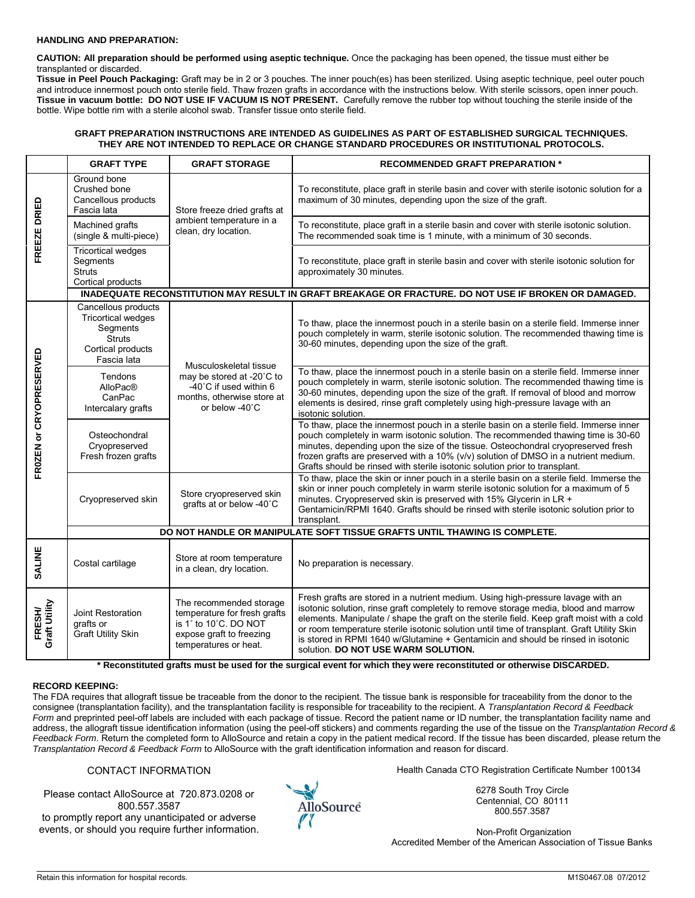**HANDLING AND PREPARATION:**

**CAUTION: All preparation should be performed using aseptic technique.** Once the packaging has been opened, the tissue must either be transplanted or discarded.

**Tissue in Peel Pouch Packaging:** Graft may be in 2 or 3 pouches. The inner pouch(es) has been sterilized. Using aseptic technique, peel outer pouch and introduce innermost pouch onto sterile field. Thaw frozen grafts in accordance with the instructions below. With sterile scissors, open inner pouch.

**Tissue in vacuum bottle: DO NOT USE IF VACUUM IS NOT PRESENT.** Carefully remove the rubber top without touching the sterile inside of the bottle. Wipe bottle rim with a sterile alcohol swab. Transfer tissue onto sterile field.

**GRAFT PREPARATION INSTRUCTIONS ARE INTENDED AS GUIDELINES AS PART OF ESTABLISHED SURGICAL TECHNIQUES. THEY ARE NOT INTENDED TO REPLACE OR CHANGE STANDARD PROCEDURES OR INSTITUTIONAL PROTOCOLS.**

| | GRAFT TYPE | GRAFT STORAGE | RECOMMENDED GRAFT PREPARATION * |
|---|---|---|---|
| FREEZE DRIED | Ground bone<br>Crushed bone<br>Cancellous products<br>Fascia lata | Store freeze dried grafts at ambient temperature in a clean, dry location. | To reconstitute, place graft in sterile basin and cover with sterile isotonic solution for a maximum of 30 minutes, depending upon the size of the graft. |
| | Machined grafts<br>(single & multi-piece) | | To reconstitute, place graft in a sterile basin and cover with sterile isotonic solution. The recommended soak time is 1 minute, with a minimum of 30 seconds. |
| | Tricortical wedges<br>Segments<br>Struts<br>Cortical products | | To reconstitute, place graft in sterile basin and cover with sterile isotonic solution for approximately 30 minutes. |
| | **INADEQUATE RECONSTITUTION MAY RESULT IN GRAFT BREAKAGE OR FRACTURE. DO NOT USE IF BROKEN OR DAMAGED.** | | |
| FR0ZEN or CRYOPRESERVED | Cancellous products<br>Tricortical wedges<br>Segments<br>Struts<br>Cortical products<br>Fascia lata | Musculoskeletal tissue may be stored at -20˚C to -40˚C if used within 6 months, otherwise store at or below -40˚C | To thaw, place the innermost pouch in a sterile basin on a sterile field. Immerse inner pouch completely in warm, sterile isotonic solution. The recommended thawing time is 30-60 minutes, depending upon the size of the graft. |
| | Tendons<br>AlloPac®<br>CanPac<br>Intercalary grafts | | To thaw, place the innermost pouch in a sterile basin on a sterile field. Immerse inner pouch completely in warm, sterile isotonic solution. The recommended thawing time is 30-60 minutes, depending upon the size of the graft. If removal of blood and marrow elements is desired, rinse graft completely using high-pressure lavage with an isotonic solution. |
| | Osteochondral<br>Cryopreserved<br>Fresh frozen grafts | | To thaw, place the innermost pouch in a sterile basin on a sterile field. Immerse inner pouch completely in warm isotonic solution. The recommended thawing time is 30-60 minutes, depending upon the size of the tissue. Osteochondral cryopreserved fresh frozen grafts are preserved with a 10% (v/v) solution of DMSO in a nutrient medium. Grafts should be rinsed with sterile isotonic solution prior to transplant. |
| | Cryopreserved skin | Store cryopreserved skin grafts at or below -40˚C | To thaw, place the skin or inner pouch in a sterile basin on a sterile field. Immerse the skin or inner pouch completely in warm sterile isotonic solution for a maximum of 5 minutes. Cryopreserved skin is preserved with 15% Glycerin in LR + Gentamicin/RPMI 1640. Grafts should be rinsed with sterile isotonic solution prior to transplant. |
| | **DO NOT HANDLE OR MANIPULATE SOFT TISSUE GRAFTS UNTIL THAWING IS COMPLETE.** | | |
| SALINE | Costal cartilage | Store at room temperature in a clean, dry location. | No preparation is necessary. |
| FRESH/ Graft Utility | Joint Restoration grafts or Graft Utility Skin | The recommended storage temperature for fresh grafts is 1˚ to 10˚C. DO NOT expose graft to freezing temperatures or heat. | Fresh grafts are stored in a nutrient medium. Using high-pressure lavage with an isotonic solution, rinse graft completely to remove storage media, blood and marrow elements. Manipulate / shape the graft on the sterile field. Keep graft moist with a cold or room temperature sterile isotonic solution until time of transplant. Graft Utility Skin is stored in RPMI 1640 w/Glutamine + Gentamicin and should be rinsed in isotonic solution. **DO NOT USE WARM SOLUTION.** |

**\* Reconstituted grafts must be used for the surgical event for which they were reconstituted or otherwise DISCARDED.**

**RECORD KEEPING:**

The FDA requires that allograft tissue be traceable from the donor to the recipient. The tissue bank is responsible for traceability from the donor to the consignee (transplantation facility), and the transplantation facility is responsible for traceability to the recipient. A *Transplantation Record & Feedback Form* and preprinted peel-off labels are included with each package of tissue. Record the patient name or ID number, the transplantation facility name and address, the allograft tissue identification information (using the peel-off stickers) and comments regarding the use of the tissue on the *Transplantation Record & Feedback Form*. Return the completed form to AlloSource and retain a copy in the patient medical record. If the tissue has been discarded, please return the *Transplantation Record & Feedback Form* to AlloSource with the graft identification information and reason for discard.

CONTACT INFORMATION

Please contact AlloSource at 720.873.0208 or 800.557.3587 to promptly report any unanticipated or adverse events, or should you require further information.

AlloSource®

Health Canada CTO Registration Certificate Number 100134

6278 South Troy Circle
Centennial, CO 80111
800.557.3587

Non-Profit Organization
Accredited Member of the American Association of Tissue Banks

Retain this information for hospital records.

M1S0467.08 07/2012